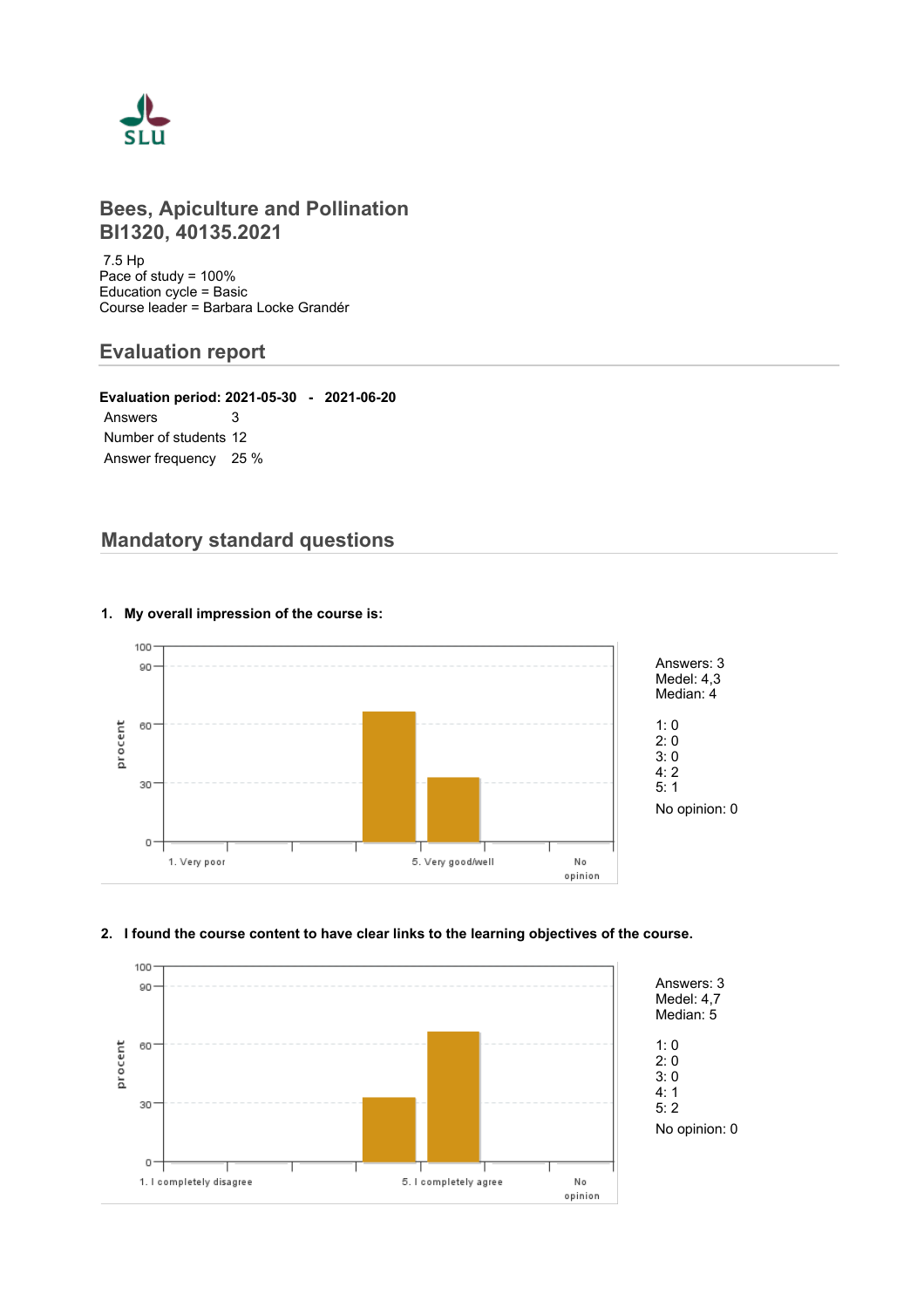# Bees, Apiculture and Pollination
# BI1320, 40135.2021

7.5 Hp
Pace of study = 100%
Education cycle = Basic
Course leader = Barbara Locke Grandér

## Evaluation report

**Evaluation period: 2021-05-30 - 2021-06-20**

| | |
|---|---|
| Answers | 3 |
| Number of students | 12 |
| Answer frequency | 25 % |

## Mandatory standard questions

**1. My overall impression of the course is:**

Answers: 3
Medel: 4,3
Median: 4

1: 0
2: 0
3: 0
4: 2
5: 1

No opinion: 0

**2. I found the course content to have clear links to the learning objectives of the course.**

Answers: 3
Medel: 4,7
Median: 5

1: 0
2: 0
3: 0
4: 1
5: 2

No opinion: 0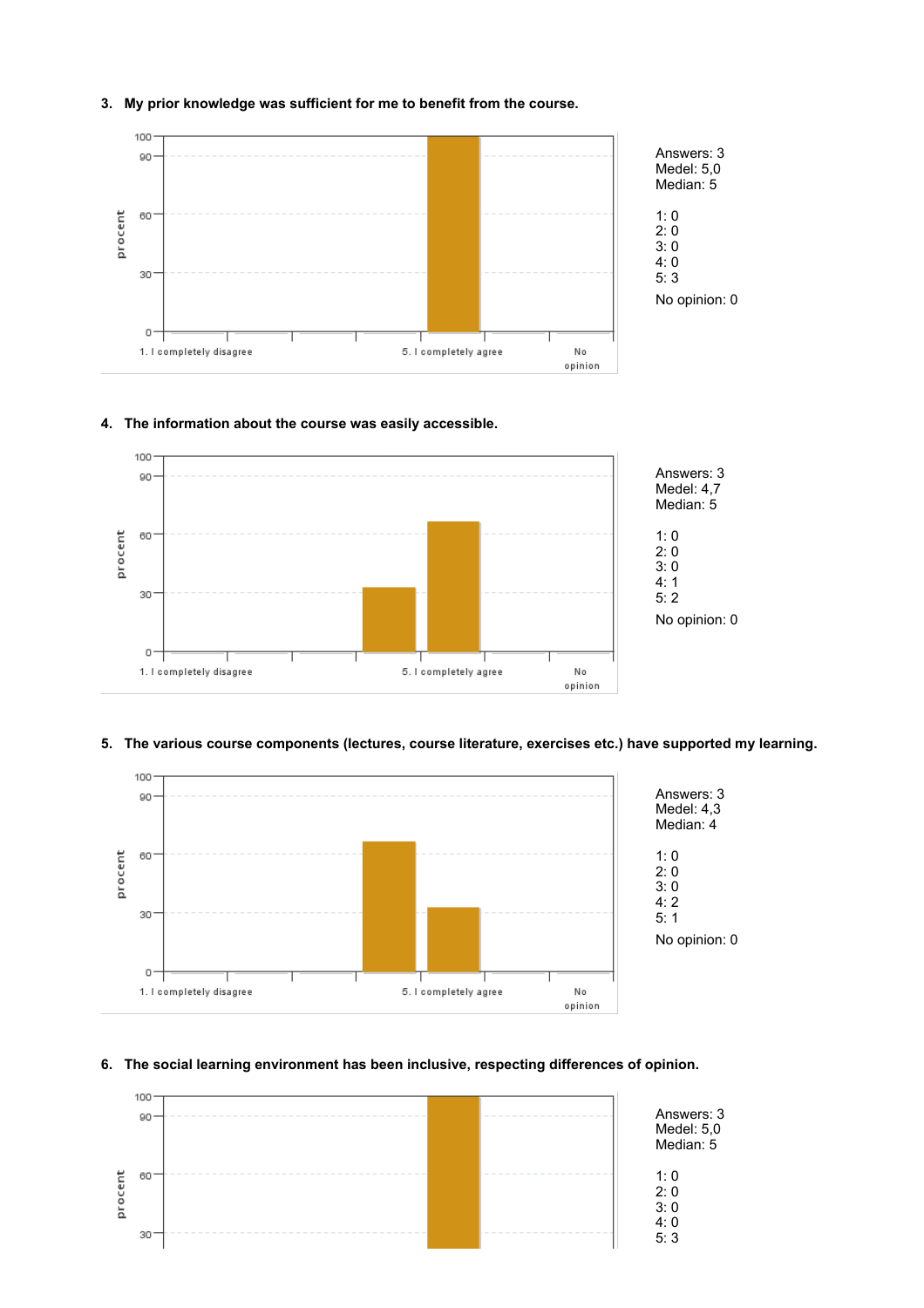**3. My prior knowledge was sufficient for me to benefit from the course.**

Answers: 3
Medel: 5,0
Median: 5

1: 0
2: 0
3: 0
4: 0
5: 3

No opinion: 0

**4. The information about the course was easily accessible.**

Answers: 3
Medel: 4,7
Median: 5

1: 0
2: 0
3: 0
4: 1
5: 2

No opinion: 0

**5. The various course components (lectures, course literature, exercises etc.) have supported my learning.**

Answers: 3
Medel: 4,3
Median: 4

1: 0
2: 0
3: 0
4: 2
5: 1

No opinion: 0

**6. The social learning environment has been inclusive, respecting differences of opinion.**

Answers: 3
Medel: 5,0
Median: 5

1: 0
2: 0
3: 0
4: 0
5: 3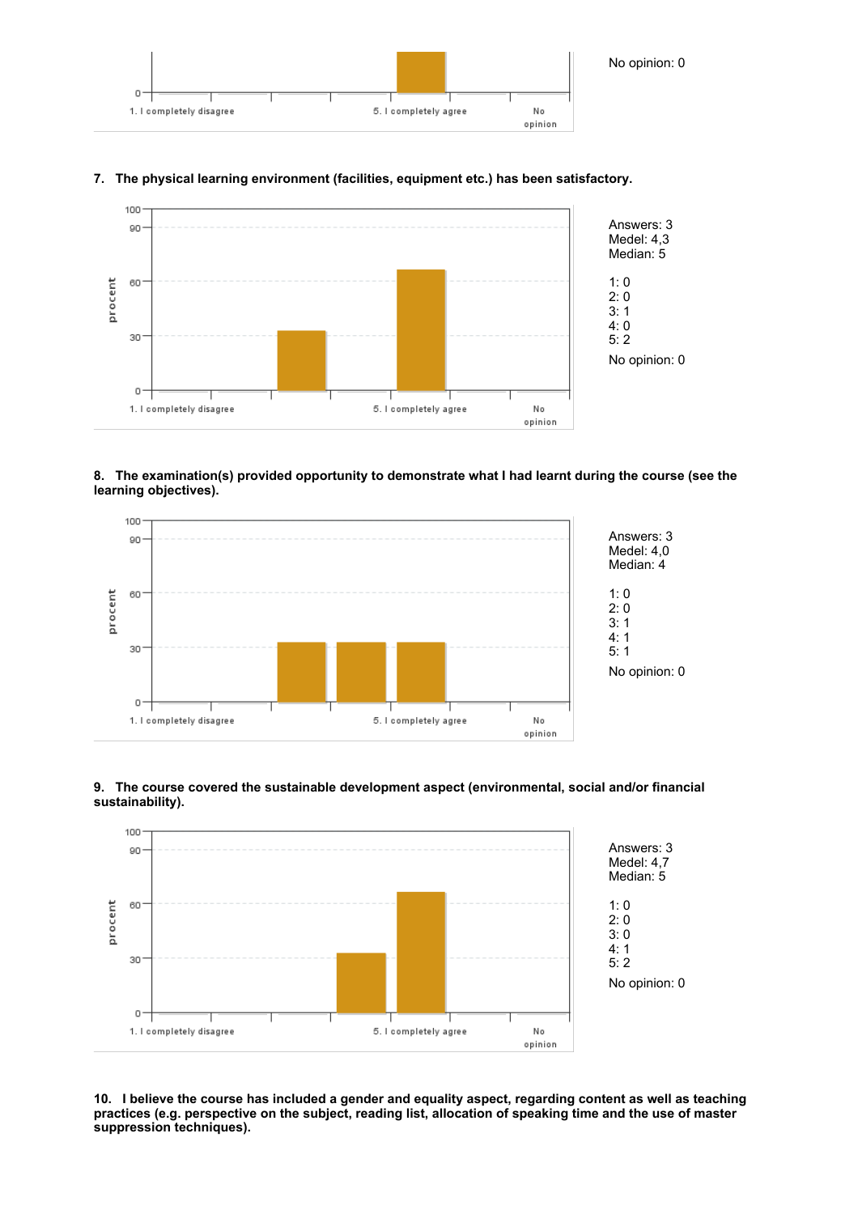No opinion: 0

**7. The physical learning environment (facilities, equipment etc.) has been satisfactory.**

Answers: 3
Medel: 4,3
Median: 5

1: 0
2: 0
3: 1
4: 0
5: 2

No opinion: 0

**8. The examination(s) provided opportunity to demonstrate what I had learnt during the course (see the learning objectives).**

Answers: 3
Medel: 4,0
Median: 4

1: 0
2: 0
3: 1
4: 1
5: 1

No opinion: 0

**9. The course covered the sustainable development aspect (environmental, social and/or financial sustainability).**

Answers: 3
Medel: 4,7
Median: 5

1: 0
2: 0
3: 0
4: 1
5: 2

No opinion: 0

**10. I believe the course has included a gender and equality aspect, regarding content as well as teaching practices (e.g. perspective on the subject, reading list, allocation of speaking time and the use of master suppression techniques).**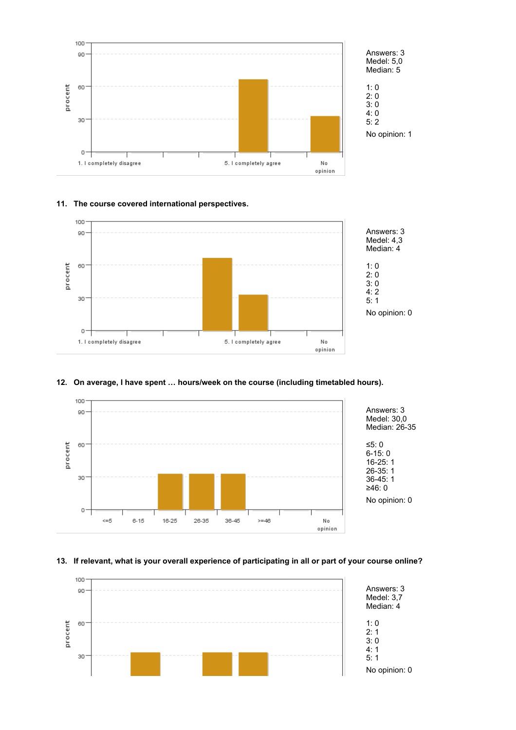Answers: 3
Medel: 5,0
Median: 5

1: 0
2: 0
3: 0
4: 0
5: 2

No opinion: 1

**11. The course covered international perspectives.**

Answers: 3
Medel: 4,3
Median: 4

1: 0
2: 0
3: 0
4: 2
5: 1

No opinion: 0

**12. On average, I have spent … hours/week on the course (including timetabled hours).**

Answers: 3
Medel: 30,0
Median: 26-35

≤5: 0
6-15: 0
16-25: 1
26-35: 1
36-45: 1
≥46: 0

No opinion: 0

**13. If relevant, what is your overall experience of participating in all or part of your course online?**

Answers: 3
Medel: 3,7
Median: 4

1: 0
2: 1
3: 0
4: 1
5: 1

No opinion: 0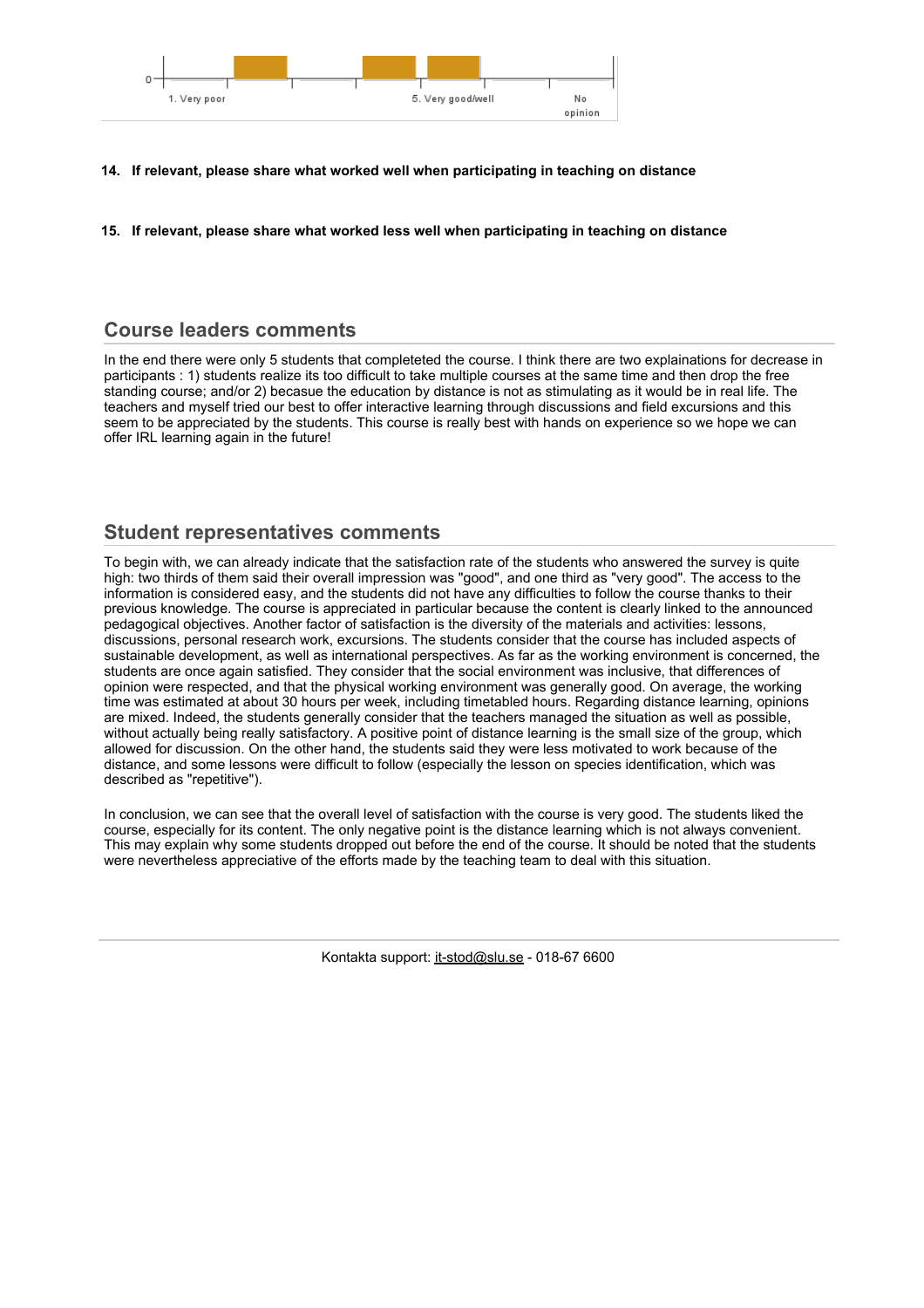0

1. Very poor

5. Very good/well

No opinion

**14. If relevant, please share what worked well when participating in teaching on distance**

**15. If relevant, please share what worked less well when participating in teaching on distance**

## Course leaders comments

In the end there were only 5 students that completeted the course. I think there are two explainations for decrease in participants : 1) students realize its too difficult to take multiple courses at the same time and then drop the free standing course; and/or 2) becasue the education by distance is not as stimulating as it would be in real life. The teachers and myself tried our best to offer interactive learning through discussions and field excursions and this seem to be appreciated by the students. This course is really best with hands on experience so we hope we can offer IRL learning again in the future!

## Student representatives comments

To begin with, we can already indicate that the satisfaction rate of the students who answered the survey is quite high: two thirds of them said their overall impression was "good", and one third as "very good". The access to the information is considered easy, and the students did not have any difficulties to follow the course thanks to their previous knowledge. The course is appreciated in particular because the content is clearly linked to the announced pedagogical objectives. Another factor of satisfaction is the diversity of the materials and activities: lessons, discussions, personal research work, excursions. The students consider that the course has included aspects of sustainable development, as well as international perspectives. As far as the working environment is concerned, the students are once again satisfied. They consider that the social environment was inclusive, that differences of opinion were respected, and that the physical working environment was generally good. On average, the working time was estimated at about 30 hours per week, including timetabled hours. Regarding distance learning, opinions are mixed. Indeed, the students generally consider that the teachers managed the situation as well as possible, without actually being really satisfactory. A positive point of distance learning is the small size of the group, which allowed for discussion. On the other hand, the students said they were less motivated to work because of the distance, and some lessons were difficult to follow (especially the lesson on species identification, which was described as "repetitive").

In conclusion, we can see that the overall level of satisfaction with the course is very good. The students liked the course, especially for its content. The only negative point is the distance learning which is not always convenient. This may explain why some students dropped out before the end of the course. It should be noted that the students were nevertheless appreciative of the efforts made by the teaching team to deal with this situation.

Kontakta support: it-stod@slu.se - 018-67 6600